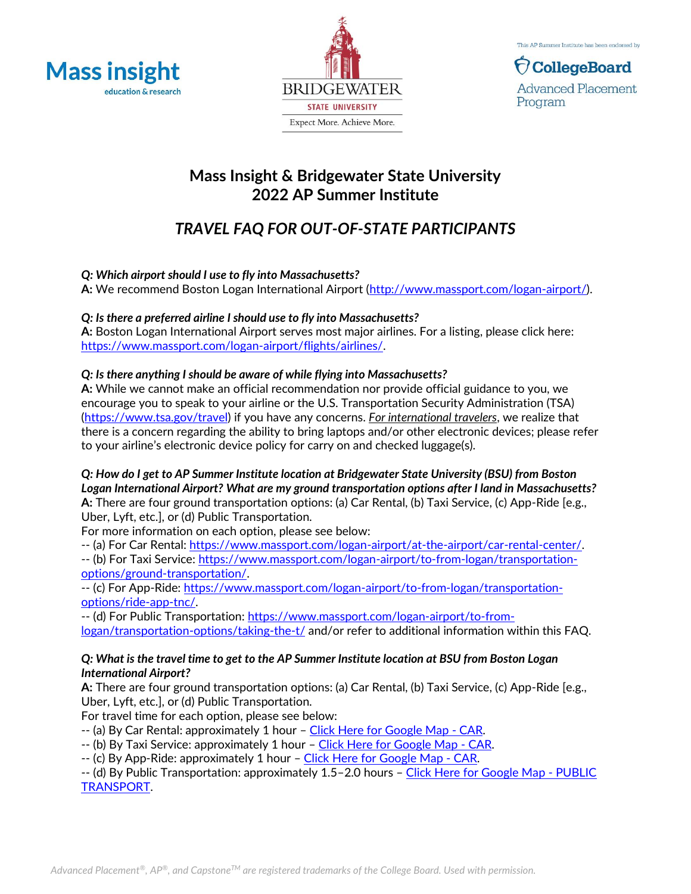Mass insight education & research

BRIDGEWATER STATE UNIVERSITY

Expect More. Achieve More.

This AP Summer Institute has been endorsed by

CollegeBoard Advanced Placement Program

# Mass Insight & Bridgewater State University 2022 AP Summer Institute

## *TRAVEL FAQ FOR OUT-OF-STATE PARTICIPANTS*

***Q: Which airport should I use to fly into Massachusetts?***
**A:** We recommend Boston Logan International Airport (http://www.massport.com/logan-airport/).

***Q: Is there a preferred airline I should use to fly into Massachusetts?***
**A:** Boston Logan International Airport serves most major airlines. For a listing, please click here: https://www.massport.com/logan-airport/flights/airlines/.

***Q: Is there anything I should be aware of while flying into Massachusetts?***
**A:** While we cannot make an official recommendation nor provide official guidance to you, we encourage you to speak to your airline or the U.S. Transportation Security Administration (TSA) (https://www.tsa.gov/travel) if you have any concerns. *For international travelers*, we realize that there is a concern regarding the ability to bring laptops and/or other electronic devices; please refer to your airline's electronic device policy for carry on and checked luggage(s).

***Q: How do I get to AP Summer Institute location at Bridgewater State University (BSU) from Boston Logan International Airport? What are my ground transportation options after I land in Massachusetts?***
**A:** There are four ground transportation options: (a) Car Rental, (b) Taxi Service, (c) App-Ride [e.g., Uber, Lyft, etc.], or (d) Public Transportation.
For more information on each option, please see below:
-- (a) For Car Rental: https://www.massport.com/logan-airport/at-the-airport/car-rental-center/.
-- (b) For Taxi Service: https://www.massport.com/logan-airport/to-from-logan/transportation-options/ground-transportation/.
-- (c) For App-Ride: https://www.massport.com/logan-airport/to-from-logan/transportation-options/ride-app-tnc/.
-- (d) For Public Transportation: https://www.massport.com/logan-airport/to-from-logan/transportation-options/taking-the-t/ and/or refer to additional information within this FAQ.

***Q: What is the travel time to get to the AP Summer Institute location at BSU from Boston Logan International Airport?***
**A:** There are four ground transportation options: (a) Car Rental, (b) Taxi Service, (c) App-Ride [e.g., Uber, Lyft, etc.], or (d) Public Transportation.
For travel time for each option, please see below:
-- (a) By Car Rental: approximately 1 hour – Click Here for Google Map - CAR.
-- (b) By Taxi Service: approximately 1 hour – Click Here for Google Map - CAR.
-- (c) By App-Ride: approximately 1 hour – Click Here for Google Map - CAR.
-- (d) By Public Transportation: approximately 1.5–2.0 hours – Click Here for Google Map - PUBLIC TRANSPORT.

*Advanced Placement®, AP®, and Capstone™ are registered trademarks of the College Board. Used with permission.*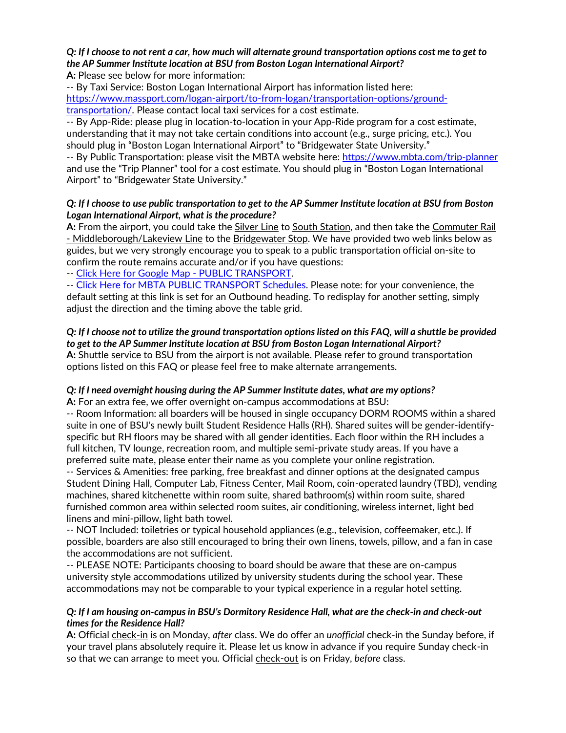***Q: If I choose to not rent a car, how much will alternate ground transportation options cost me to get to the AP Summer Institute location at BSU from Boston Logan International Airport?***

**A:** Please see below for more information:

-- By Taxi Service: Boston Logan International Airport has information listed here: https://www.massport.com/logan-airport/to-from-logan/transportation-options/ground-transportation/. Please contact local taxi services for a cost estimate.

-- By App-Ride: please plug in location-to-location in your App-Ride program for a cost estimate, understanding that it may not take certain conditions into account (e.g., surge pricing, etc.). You should plug in "Boston Logan International Airport" to "Bridgewater State University."

-- By Public Transportation: please visit the MBTA website here: https://www.mbta.com/trip-planner and use the "Trip Planner" tool for a cost estimate. You should plug in "Boston Logan International Airport" to "Bridgewater State University."

***Q: If I choose to use public transportation to get to the AP Summer Institute location at BSU from Boston Logan International Airport, what is the procedure?***

**A:** From the airport, you could take the Silver Line to South Station, and then take the Commuter Rail - Middleborough/Lakeview Line to the Bridgewater Stop. We have provided two web links below as guides, but we very strongly encourage you to speak to a public transportation official on-site to confirm the route remains accurate and/or if you have questions:

-- Click Here for Google Map - PUBLIC TRANSPORT.

-- Click Here for MBTA PUBLIC TRANSPORT Schedules. Please note: for your convenience, the default setting at this link is set for an Outbound heading. To redisplay for another setting, simply adjust the direction and the timing above the table grid.

***Q: If I choose not to utilize the ground transportation options listed on this FAQ, will a shuttle be provided to get to the AP Summer Institute location at BSU from Boston Logan International Airport?***

**A:** Shuttle service to BSU from the airport is not available. Please refer to ground transportation options listed on this FAQ or please feel free to make alternate arrangements.

***Q: If I need overnight housing during the AP Summer Institute dates, what are my options?***

**A:** For an extra fee, we offer overnight on-campus accommodations at BSU:

-- Room Information: all boarders will be housed in single occupancy DORM ROOMS within a shared suite in one of BSU's newly built Student Residence Halls (RH). Shared suites will be gender-identify-specific but RH floors may be shared with all gender identities. Each floor within the RH includes a full kitchen, TV lounge, recreation room, and multiple semi-private study areas. If you have a preferred suite mate, please enter their name as you complete your online registration.

-- Services & Amenities: free parking, free breakfast and dinner options at the designated campus Student Dining Hall, Computer Lab, Fitness Center, Mail Room, coin-operated laundry (TBD), vending machines, shared kitchenette within room suite, shared bathroom(s) within room suite, shared furnished common area within selected room suites, air conditioning, wireless internet, light bed linens and mini-pillow, light bath towel.

-- NOT Included: toiletries or typical household appliances (e.g., television, coffeemaker, etc.). If possible, boarders are also still encouraged to bring their own linens, towels, pillow, and a fan in case the accommodations are not sufficient.

-- PLEASE NOTE: Participants choosing to board should be aware that these are on-campus university style accommodations utilized by university students during the school year. These accommodations may not be comparable to your typical experience in a regular hotel setting.

***Q: If I am housing on-campus in BSU's Dormitory Residence Hall, what are the check-in and check-out times for the Residence Hall?***

**A:** Official check-in is on Monday, *after* class. We do offer an *unofficial* check-in the Sunday before, if your travel plans absolutely require it. Please let us know in advance if you require Sunday check-in so that we can arrange to meet you. Official check-out is on Friday, *before* class.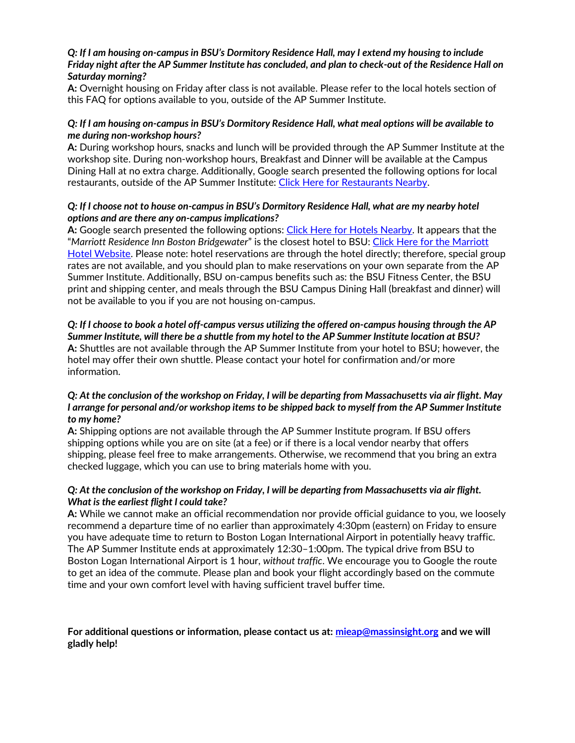***Q: If I am housing on-campus in BSU's Dormitory Residence Hall, may I extend my housing to include Friday night after the AP Summer Institute has concluded, and plan to check-out of the Residence Hall on Saturday morning?***

**A:** Overnight housing on Friday after class is not available. Please refer to the local hotels section of this FAQ for options available to you, outside of the AP Summer Institute.

***Q: If I am housing on-campus in BSU's Dormitory Residence Hall, what meal options will be available to me during non-workshop hours?***

**A:** During workshop hours, snacks and lunch will be provided through the AP Summer Institute at the workshop site. During non-workshop hours, Breakfast and Dinner will be available at the Campus Dining Hall at no extra charge. Additionally, Google search presented the following options for local restaurants, outside of the AP Summer Institute: Click Here for Restaurants Nearby.

***Q: If I choose not to house on-campus in BSU's Dormitory Residence Hall, what are my nearby hotel options and are there any on-campus implications?***

**A:** Google search presented the following options: Click Here for Hotels Nearby. It appears that the "*Marriott Residence Inn Boston Bridgewater*" is the closest hotel to BSU: Click Here for the Marriott Hotel Website. Please note: hotel reservations are through the hotel directly; therefore, special group rates are not available, and you should plan to make reservations on your own separate from the AP Summer Institute. Additionally, BSU on-campus benefits such as: the BSU Fitness Center, the BSU print and shipping center, and meals through the BSU Campus Dining Hall (breakfast and dinner) will not be available to you if you are not housing on-campus.

***Q: If I choose to book a hotel off-campus versus utilizing the offered on-campus housing through the AP Summer Institute, will there be a shuttle from my hotel to the AP Summer Institute location at BSU?***

**A:** Shuttles are not available through the AP Summer Institute from your hotel to BSU; however, the hotel may offer their own shuttle. Please contact your hotel for confirmation and/or more information.

***Q: At the conclusion of the workshop on Friday, I will be departing from Massachusetts via air flight. May I arrange for personal and/or workshop items to be shipped back to myself from the AP Summer Institute to my home?***

**A:** Shipping options are not available through the AP Summer Institute program. If BSU offers shipping options while you are on site (at a fee) or if there is a local vendor nearby that offers shipping, please feel free to make arrangements. Otherwise, we recommend that you bring an extra checked luggage, which you can use to bring materials home with you.

***Q: At the conclusion of the workshop on Friday, I will be departing from Massachusetts via air flight. What is the earliest flight I could take?***

**A:** While we cannot make an official recommendation nor provide official guidance to you, we loosely recommend a departure time of no earlier than approximately 4:30pm (eastern) on Friday to ensure you have adequate time to return to Boston Logan International Airport in potentially heavy traffic. The AP Summer Institute ends at approximately 12:30–1:00pm. The typical drive from BSU to Boston Logan International Airport is 1 hour, *without traffic*. We encourage you to Google the route to get an idea of the commute. Please plan and book your flight accordingly based on the commute time and your own comfort level with having sufficient travel buffer time.

**For additional questions or information, please contact us at: mieap@massinsight.org and we will gladly help!**